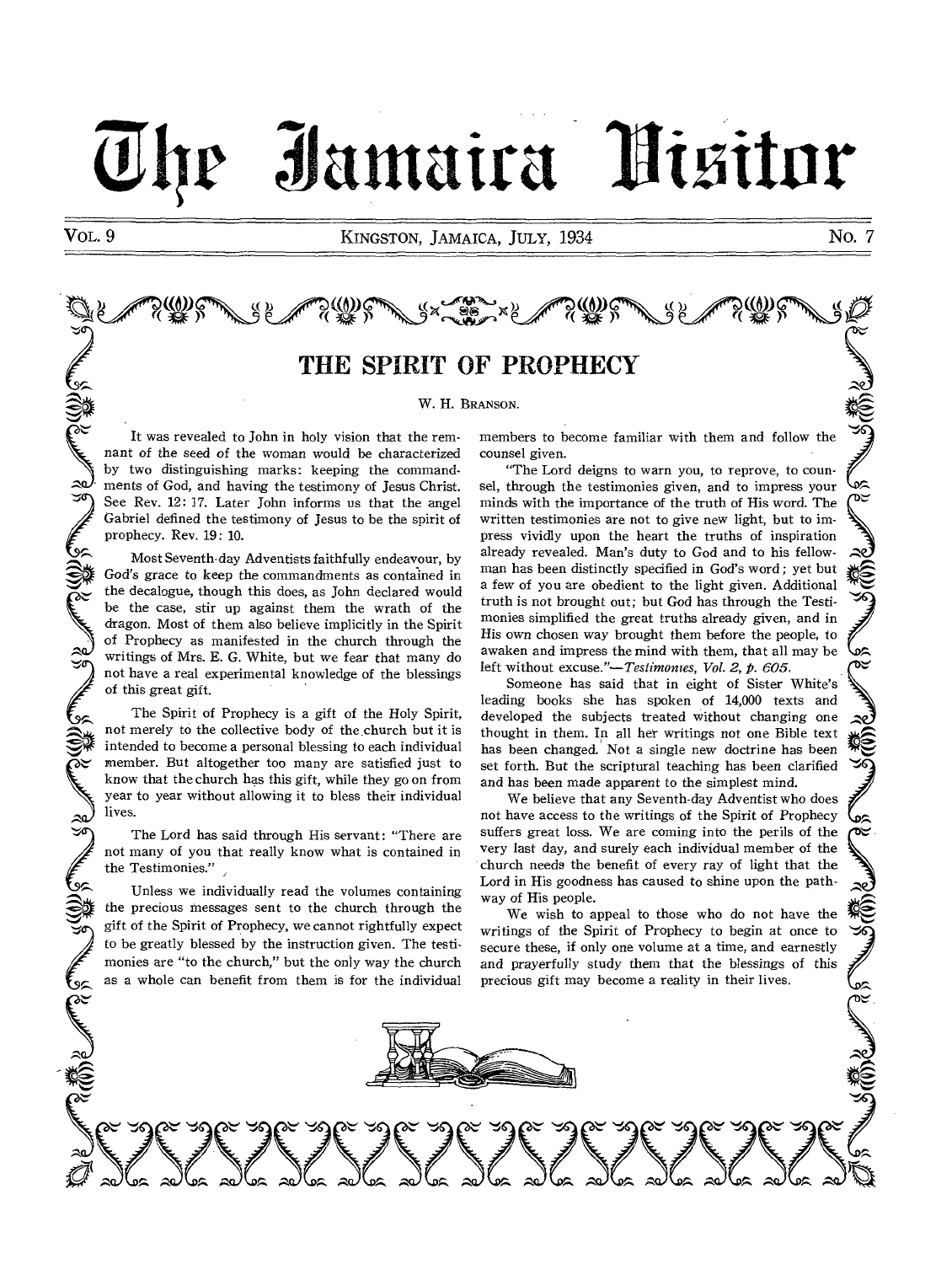# The Jamaica Visitor

VOL. 9 KINGSTON, JAMAICA, JULY, 1934 NO. 7

## THE SPIRIT OF PROPHECY

W. H. BRANSON.

It was revealed to John in holy vision that the remnant of the seed of the woman would be characterized by two distinguishing marks: keeping the commandments of God, and having the testimony of Jesus Christ. See Rev. 12: 17. Later John informs us that the angel Gabriel defined the testimony of Jesus to be the spirit of prophecy. Rev. 19: 10.

Most Seventh-day Adventists faithfully endeavour, by God's grace to keep the commandments as contained in the decalogue, though this does, as John declared would be the case, stir up against them the wrath of the dragon. Most of them also believe implicitly in the Spirit of Prophecy as manifested in the church through the writings of Mrs. E. G. White, but we fear that many do not have a real experimental knowledge of the blessings of this great gift.

The Spirit of Prophecy is a gift of the Holy Spirit, not merely to the collective body of the church but it is intended to become a personal blessing to each individual member. But altogether too many are satisfied just to know that the church has this gift, while they go on from year to year without allowing it to bless their individual lives.

The Lord has said through His servant: "There are not many of you that really know what is contained in the Testimonies."

Unless we individually read the volumes containing the precious messages sent to the church through the gift of the Spirit of Prophecy, we cannot rightfully expect to be greatly blessed by the instruction given. The testimonies are "to the church," but the only way the church as a whole can benefit from them is for the individual members to become familiar with them and follow the counsel given.

"The Lord deigns to warn you, to reprove, to counsel, through the testimonies given, and to impress your minds with the importance of the truth of His word. The written testimonies are not to give new light, but to impress vividly upon the heart the truths of inspiration already revealed. Man's duty to God and to his fellowman has been distinctly specified in God's word; yet but a few of you are obedient to the light given. Additional truth is not brought out; but God has through the Testimonies simplified the great truths already given, and in His own chosen way brought them before the people, to awaken and impress the mind with them, that all may be left without excuse."—*Testimonies, Vol. 2, p. 605.*

Someone has said that in eight of Sister White's leading books she has spoken of 14,000 texts and developed the subjects treated without changing one thought in them. In all her writings not one Bible text has been changed. Not a single new doctrine has been set forth. But the scriptural teaching has been clarified and has been made apparent to the simplest mind.

We believe that any Seventh-day Adventist who does not have access to the writings of the Spirit of Prophecy suffers great loss. We are coming into the perils of the very last day, and surely each individual member of the church needs the benefit of every ray of light that the Lord in His goodness has caused to shine upon the pathway of His people.

We wish to appeal to those who do not have the writings of the Spirit of Prophecy to begin at once to secure these, if only one volume at a time, and earnestly and prayerfully study them that the blessings of this precious gift may become a reality in their lives.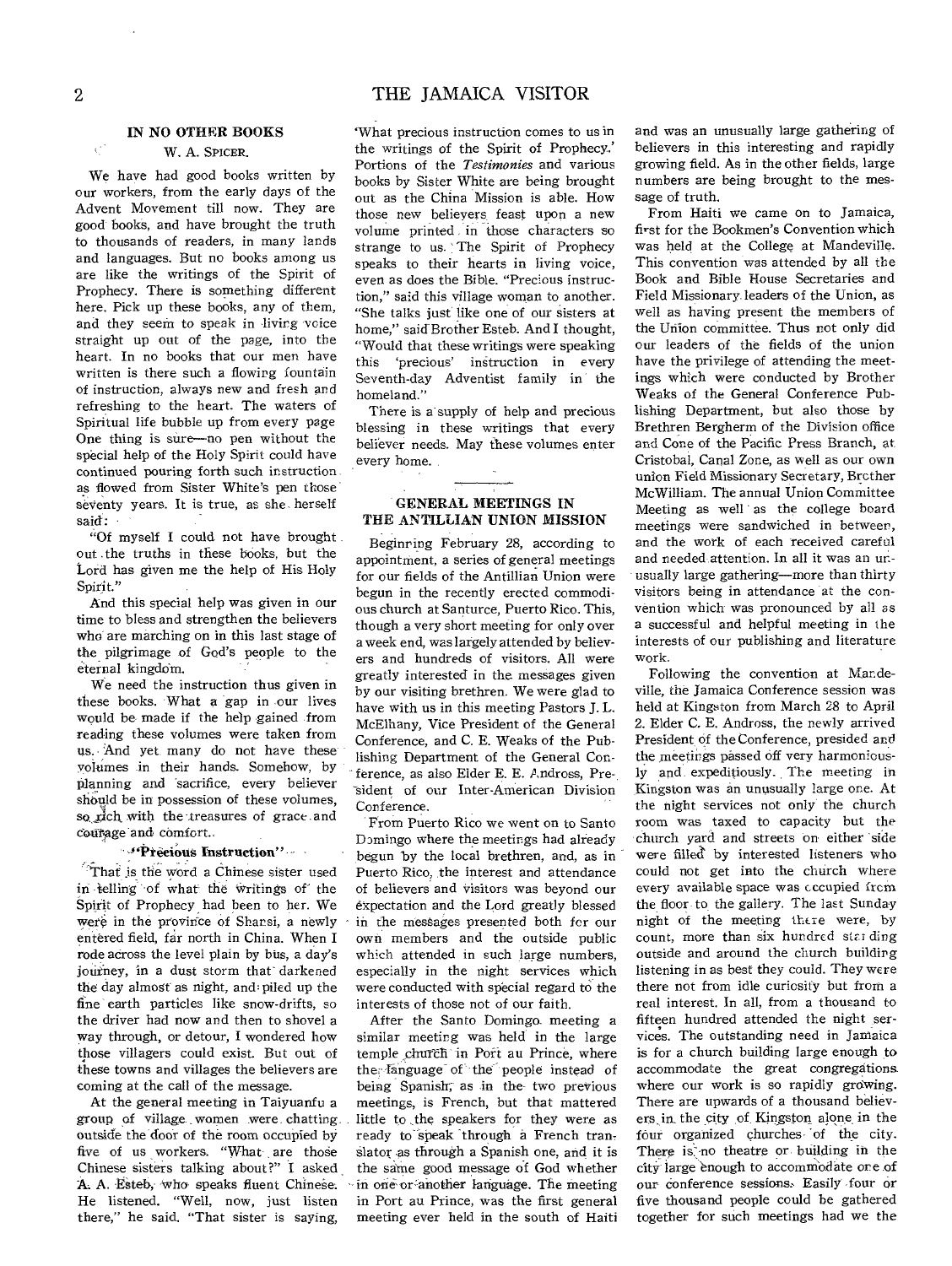## IN NO OTHER BOOKS

W. A. SPICER.

We have had good books written by our workers, from the early days of the Advent Movement till now. They are good books, and have brought the truth to thousands of readers, in many lands and languages. But no books among us are like the writings of the Spirit of Prophecy. There is something different here. Pick up these books, any of them, and they seem to speak in living voice straight up out of the page, into the heart. In no books that our men have written is there such a flowing fountain of instruction, always new and fresh and refreshing to the heart. The waters of Spiritual life bubble up from every page One thing is sure—no pen without the special help of the Holy Spirit could have continued pouring forth such instruction as flowed from Sister White's pen those seventy years. It is true, as she herself said:

"Of myself I could not have brought out the truths in these books, but the Lord has given me the help of His Holy Spirit."

And this special help was given in our time to bless and strengthen the believers who are marching on in this last stage of the pilgrimage of God's people to the eternal kingdom.

We need the instruction thus given in these books. What a gap in our lives would be made if the help gained from reading these volumes were taken from us. And yet many do not have these volumes in their hands. Somehow, by planning and sacrifice, every believer should be in possession of these volumes, so rich with the treasures of grace and courage and comfort.

### "Precious Instruction"

That is the word a Chinese sister used in telling of what the writings of the Spirit of Prophecy had been to her. We were in the province of Shansi, a newly entered field, far north in China. When I rode across the level plain by bus, a day's journey, in a dust storm that darkened the day almost as night, and piled up the fine earth particles like snow-drifts, so the driver had now and then to shovel a way through, or detour, I wondered how those villagers could exist. But out of these towns and villages the believers are coming at the call of the message.

At the general meeting in Taiyuanfu a group of village women were chatting outside the door of the room occupied by five of us workers. "What are those Chinese sisters talking about?" I asked A. A. Esteb, who speaks fluent Chinese. He listened. "Well, now, just listen there," he said. "That sister is saying, 'What precious instruction comes to us in the writings of the Spirit of Prophecy.' Portions of the *Testimonies* and various books by Sister White are being brought out as the China Mission is able. How those new believers feast upon a new volume printed in those characters so strange to us. The Spirit of Prophecy speaks to their hearts in living voice, even as does the Bible. "Precious instruction," said this village woman to another. "She talks just like one of our sisters at home," said Brother Esteb. And I thought, "Would that these writings were speaking this 'precious' instruction in every Seventh-day Adventist family in the homeland."

There is a supply of help and precious blessing in these writings that every believer needs. May these volumes enter every home.

## GENERAL MEETINGS IN THE ANTILLIAN UNION MISSION

Beginning February 28, according to appointment, a series of general meetings for our fields of the Antillian Union were begun in the recently erected commodious church at Santurce, Puerto Rico. This, though a very short meeting for only over a week end, was largely attended by believers and hundreds of visitors. All were greatly interested in the messages given by our visiting brethren. We were glad to have with us in this meeting Pastors J. L. McElhany, Vice President of the General Conference, and C. E. Weaks of the Publishing Department of the General Conference, as also Elder E. E. Andross, President of our Inter-American Division Conference.

From Puerto Rico we went on to Santo Domingo where the meetings had already begun by the local brethren, and, as in Puerto Rico, the interest and attendance of believers and visitors was beyond our expectation and the Lord greatly blessed in the messages presented both for our own members and the outside public which attended in such large numbers, especially in the night services which were conducted with special regard to the interests of those not of our faith.

After the Santo Domingo meeting a similar meeting was held in the large temple church in Port au Prince, where the language of the people instead of being Spanish, as in the two previous meetings, is French, but that mattered little to the speakers for they were as ready to speak through a French translator as through a Spanish one, and it is the same good message of God whether in one or another language. The meeting in Port au Prince, was the first general meeting ever held in the south of Haiti and was an unusually large gathering of believers in this interesting and rapidly growing field. As in the other fields, large numbers are being brought to the message of truth.

From Haiti we came on to Jamaica, first for the Bookmen's Convention which was held at the College at Mandeville. This convention was attended by all the Book and Bible House Secretaries and Field Missionary leaders of the Union, as well as having present the members of the Union committee. Thus not only did our leaders of the fields of the union have the privilege of attending the meetings which were conducted by Brother Weaks of the General Conference Publishing Department, but also those by Brethren Bergherm of the Division office and Cone of the Pacific Press Branch, at Cristobal, Canal Zone, as well as our own union Field Missionary Secretary, Brother McWilliam. The annual Union Committee Meeting as well as the college board meetings were sandwiched in between, and the work of each received careful and needed attention. In all it was an unusually large gathering—more than thirty visitors being in attendance at the convention which was pronounced by all as a successful and helpful meeting in the interests of our publishing and literature work.

Following the convention at Mandeville, the Jamaica Conference session was held at Kingston from March 28 to April 2. Elder C. E. Andross, the newly arrived President of the Conference, presided and the meetings passed off very harmoniously and expeditiously. The meeting in Kingston was an unusually large one. At the night services not only the church room was taxed to capacity but the church yard and streets on either side were filled by interested listeners who could not get into the church where every available space was occupied from the floor to the gallery. The last Sunday night of the meeting there were, by count, more than six hundred standing outside and around the church building listening in as best they could. They were there not from idle curiosity but from a real interest. In all, from a thousand to fifteen hundred attended the night services. The outstanding need in Jamaica is for a church building large enough to accommodate the great congregations where our work is so rapidly growing. There are upwards of a thousand believers in the city of Kingston alone in the four organized churches of the city. There is no theatre or building in the city large enough to accommodate one of our conference sessions. Easily four or five thousand people could be gathered together for such meetings had we the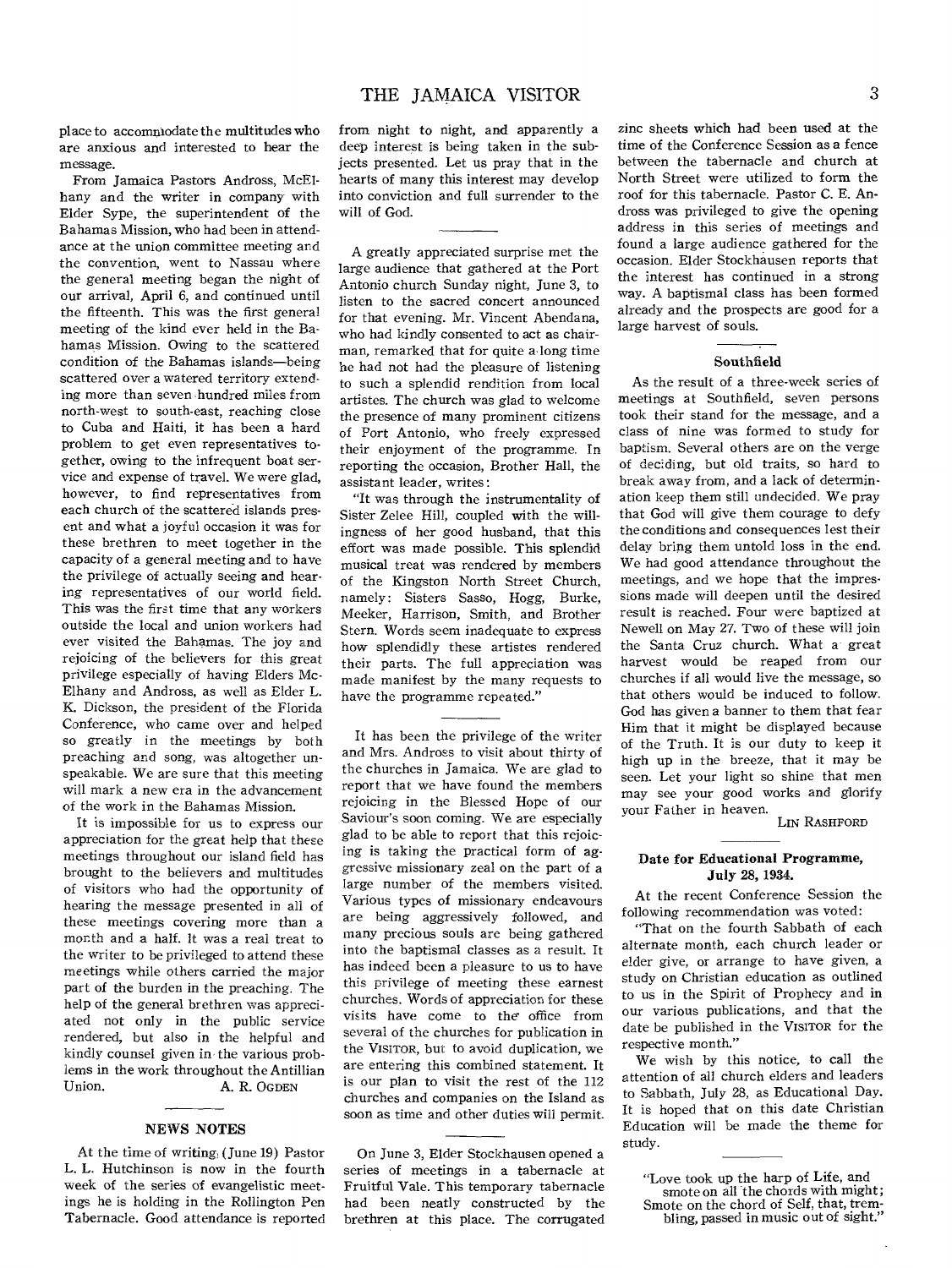place to accommodate the multitudes who are anxious and interested to hear the message.

From Jamaica Pastors Andross, McElhany and the writer in company with Elder Sype, the superintendent of the Bahamas Mission, who had been in attendance at the union committee meeting and the convention, went to Nassau where the general meeting began the night of our arrival, April 6, and continued until the fifteenth. This was the first general meeting of the kind ever held in the Bahamas Mission. Owing to the scattered condition of the Bahamas islands—being scattered over a watered territory extending more than seven hundred miles from north-west to south-east, reaching close to Cuba and Haiti, it has been a hard problem to get even representatives together, owing to the infrequent boat service and expense of travel. We were glad, however, to find representatives from each church of the scattered islands present and what a joyful occasion it was for these brethren to meet together in the capacity of a general meeting and to have the privilege of actually seeing and hearing representatives of our world field. This was the first time that any workers outside the local and union workers had ever visited the Bahamas. The joy and rejoicing of the believers for this great privilege especially of having Elders McElhany and Andross, as well as Elder L. K. Dickson, the president of the Florida Conference, who came over and helped so greatly in the meetings by both preaching and song, was altogether unspeakable. We are sure that this meeting will mark a new era in the advancement of the work in the Bahamas Mission.

It is impossible for us to express our appreciation for the great help that these meetings throughout our island field has brought to the believers and multitudes of visitors who had the opportunity of hearing the message presented in all of these meetings covering more than a month and a half. It was a real treat to the writer to be privileged to attend these meetings while others carried the major part of the burden in the preaching. The help of the general brethren was appreciated not only in the public service rendered, but also in the helpful and kindly counsel given in the various problems in the work throughout the Antillian Union.

A. R. OGDEN

## NEWS NOTES

At the time of writing (June 19) Pastor L. L. Hutchinson is now in the fourth week of the series of evangelistic meetings he is holding in the Rollington Pen Tabernacle. Good attendance is reported from night to night, and apparently a deep interest is being taken in the subjects presented. Let us pray that in the hearts of many this interest may develop into conviction and full surrender to the will of God.

A greatly appreciated surprise met the large audience that gathered at the Port Antonio church Sunday night, June 3, to listen to the sacred concert announced for that evening. Mr. Vincent Abendana, who had kindly consented to act as chairman, remarked that for quite a long time he had not had the pleasure of listening to such a splendid rendition from local artistes. The church was glad to welcome the presence of many prominent citizens of Port Antonio, who freely expressed their enjoyment of the programme. In reporting the occasion, Brother Hall, the assistant leader, writes:

"It was through the instrumentality of Sister Zelee Hill, coupled with the willingness of her good husband, that this effort was made possible. This splendid musical treat was rendered by members of the Kingston North Street Church, namely: Sisters Sasso, Hogg, Burke, Meeker, Harrison, Smith, and Brother Stern. Words seem inadequate to express how splendidly these artistes rendered their parts. The full appreciation was made manifest by the many requests to have the programme repeated."

It has been the privilege of the writer and Mrs. Andross to visit about thirty of the churches in Jamaica. We are glad to report that we have found the members rejoicing in the Blessed Hope of our Saviour's soon coming. We are especially glad to be able to report that this rejoicing is taking the practical form of aggressive missionary zeal on the part of a large number of the members visited. Various types of missionary endeavours are being aggressively followed, and many precious souls are being gathered into the baptismal classes as a result. It has indeed been a pleasure to us to have this privilege of meeting these earnest churches. Words of appreciation for these visits have come to the office from several of the churches for publication in the VISITOR, but to avoid duplication, we are entering this combined statement. It is our plan to visit the rest of the 112 churches and companies on the Island as soon as time and other duties will permit.

On June 3, Elder Stockhausen opened a series of meetings in a tabernacle at Fruitful Vale. This temporary tabernacle had been neatly constructed by the brethren at this place. The corrugated zinc sheets which had been used at the time of the Conference Session as a fence between the tabernacle and church at North Street were utilized to form the roof for this tabernacle. Pastor C. E. Andross was privileged to give the opening address in this series of meetings and found a large audience gathered for the occasion. Elder Stockhausen reports that the interest has continued in a strong way. A baptismal class has been formed already and the prospects are good for a large harvest of souls.

### Southfield

As the result of a three-week series of meetings at Southfield, seven persons took their stand for the message, and a class of nine was formed to study for baptism. Several others are on the verge of deciding, but old traits, so hard to break away from, and a lack of determination keep them still undecided. We pray that God will give them courage to defy the conditions and consequences lest their delay bring them untold loss in the end. We had good attendance throughout the meetings, and we hope that the impressions made will deepen until the desired result is reached. Four were baptized at Newell on May 27. Two of these will join the Santa Cruz church. What a great harvest would be reaped from our churches if all would live the message, so that others would be induced to follow. God has given a banner to them that fear Him that it might be displayed because of the Truth. It is our duty to keep it high up in the breeze, that it may be seen. Let your light so shine that men may see your good works and glorify your Father in heaven.

LIN RASHFORD

### Date for Educational Programme, July 28, 1934.

At the recent Conference Session the following recommendation was voted:

"That on the fourth Sabbath of each alternate month, each church leader or elder give, or arrange to have given, a study on Christian education as outlined to us in the Spirit of Prophecy and in our various publications, and that the date be published in the VISITOR for the respective month."

We wish by this notice, to call the attention of all church elders and leaders to Sabbath, July 28, as Educational Day. It is hoped that on this date Christian Education will be made the theme for study.

"Love took up the harp of Life, and smote on all the chords with might;
Smote on the chord of Self, that, trembling, passed in music out of sight."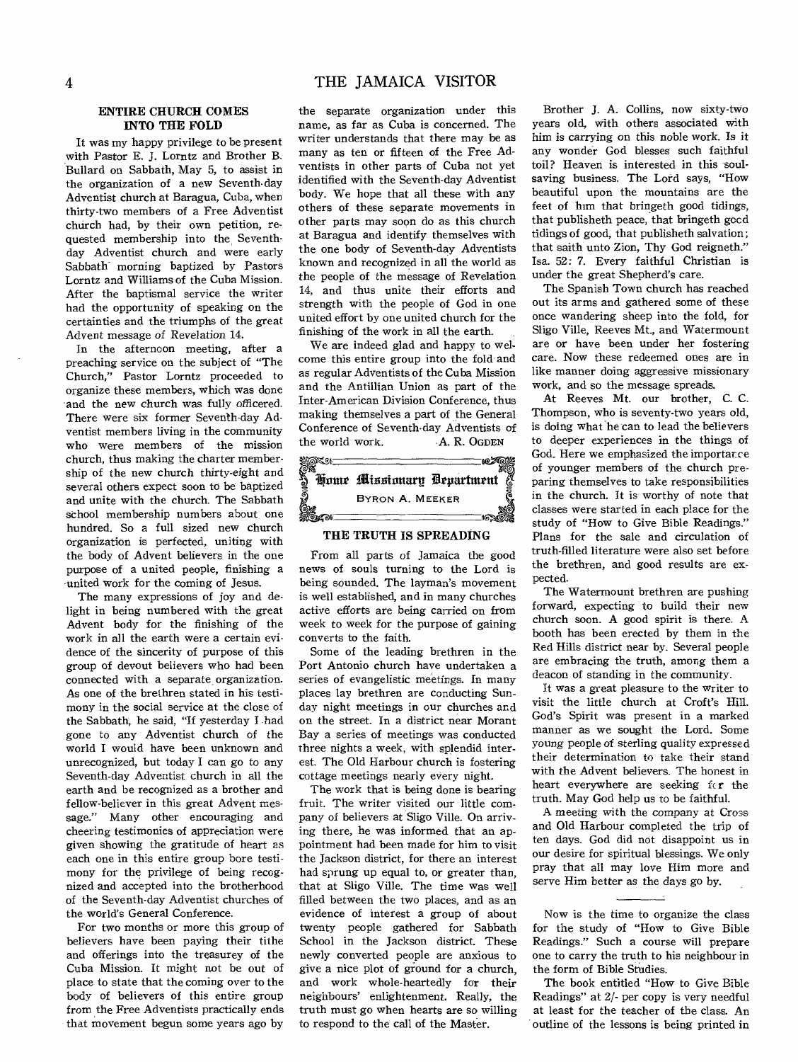## ENTIRE CHURCH COMES INTO THE FOLD

It was my happy privilege to be present with Pastor E. J. Lorntz and Brother B. Bullard on Sabbath, May 5, to assist in the organization of a new Seventh-day Adventist church at Baragua, Cuba, when thirty-two members of a Free Adventist church had, by their own petition, requested membership into the Seventh-day Adventist church and were early Sabbath morning baptized by Pastors Lorntz and Williams of the Cuba Mission. After the baptismal service the writer had the opportunity of speaking on the certainties and the triumphs of the great Advent message of Revelation 14.

In the afternoon meeting, after a preaching service on the subject of "The Church," Pastor Lorntz proceeded to organize these members, which was done and the new church was fully officered. There were six former Seventh-day Adventist members living in the community who were members of the mission church, thus making the charter membership of the new church thirty-eight and several others expect soon to be baptized and unite with the church. The Sabbath school membership numbers about one hundred. So a full sized new church organization is perfected, uniting with the body of Advent believers in the one purpose of a united people, finishing a united work for the coming of Jesus.

The many expressions of joy and delight in being numbered with the great Advent body for the finishing of the work in all the earth were a certain evidence of the sincerity of purpose of this group of devout believers who had been connected with a separate organization. As one of the brethren stated in his testimony in the social service at the close of the Sabbath, he said, "If yesterday I had gone to any Adventist church of the world I would have been unknown and unrecognized, but today I can go to any Seventh-day Adventist church in all the earth and be recognized as a brother and fellow-believer in this great Advent message." Many other encouraging and cheering testimonies of appreciation were given showing the gratitude of heart as each one in this entire group bore testimony for the privilege of being recognized and accepted into the brotherhood of the Seventh-day Adventist churches of the world's General Conference.

For two months or more this group of believers have been paying their tithe and offerings into the treasurey of the Cuba Mission. It might not be out of place to state that the coming over to the body of believers of this entire group from the Free Adventists practically ends that movement begun some years ago by the separate organization under this name, as far as Cuba is concerned. The writer understands that there may be as many as ten or fifteen of the Free Adventists in other parts of Cuba not yet identified with the Seventh-day Adventist body. We hope that all these with any others of these separate movements in other parts may soon do as this church at Baragua and identify themselves with the one body of Seventh-day Adventists known and recognized in all the world as the people of the message of Revelation 14, and thus unite their efforts and strength with the people of God in one united effort by one united church for the finishing of the work in all the earth.

We are indeed glad and happy to welcome this entire group into the fold and as regular Adventists of the Cuba Mission and the Antillian Union as part of the Inter-American Division Conference, thus making themselves a part of the General Conference of Seventh-day Adventists of the world work.

A. R. OGDEN

## Home Missionary Department

BYRON A. MEEKER

### THE TRUTH IS SPREADING

From all parts of Jamaica the good news of souls turning to the Lord is being sounded. The layman's movement is well established, and in many churches active efforts are being carried on from week to week for the purpose of gaining converts to the faith.

Some of the leading brethren in the Port Antonio church have undertaken a series of evangelistic meetings. In many places lay brethren are conducting Sunday night meetings in our churches and on the street. In a district near Morant Bay a series of meetings was conducted three nights a week, with splendid interest. The Old Harbour church is fostering cottage meetings nearly every night.

The work that is being done is bearing fruit. The writer visited our little company of believers at Sligo Ville. On arriving there, he was informed that an appointment had been made for him to visit the Jackson district, for there an interest had sprung up equal to, or greater than, that at Sligo Ville. The time was well filled between the two places, and as an evidence of interest a group of about twenty people gathered for Sabbath School in the Jackson district. These newly converted people are anxious to give a nice plot of ground for a church, and work whole-heartedly for their neighbours' enlightenment. Really, the truth must go when hearts are so willing to respond to the call of the Master.

Brother J. A. Collins, now sixty-two years old, with others associated with him is carrying on this noble work. Is it any wonder God blesses such faithful toil? Heaven is interested in this soul-saving business. The Lord says, "How beautiful upon the mountains are the feet of him that bringeth good tidings, that publisheth peace, that bringeth good tidings of good, that publisheth salvation; that saith unto Zion, Thy God reigneth." Isa. 52: 7. Every faithful Christian is under the great Shepherd's care.

The Spanish Town church has reached out its arms and gathered some of these once wandering sheep into the fold, for Sligo Ville, Reeves Mt., and Watermount are or have been under her fostering care. Now these redeemed ones are in like manner doing aggressive missionary work, and so the message spreads.

At Reeves Mt. our brother, C. C. Thompson, who is seventy-two years old, is doing what he can to lead the believers to deeper experiences in the things of God. Here we emphasized the importance of younger members of the church preparing themselves to take responsibilities in the church. It is worthy of note that classes were started in each place for the study of "How to Give Bible Readings." Plans for the sale and circulation of truth-filled literature were also set before the brethren, and good results are expected.

The Watermount brethren are pushing forward, expecting to build their new church soon. A good spirit is there. A booth has been erected by them in the Red Hills district near by. Several people are embracing the truth, among them a deacon of standing in the community.

It was a great pleasure to the writer to visit the little church at Croft's Hill. God's Spirit was present in a marked manner as we sought the Lord. Some young people of sterling quality expressed their determination to take their stand with the Advent believers. The honest in heart everywhere are seeking for the truth. May God help us to be faithful.

A meeting with the company at Cross and Old Harbour completed the trip of ten days. God did not disappoint us in our desire for spiritual blessings. We only pray that all may love Him more and serve Him better as the days go by.

---

Now is the time to organize the class for the study of "How to Give Bible Readings." Such a course will prepare one to carry the truth to his neighbour in the form of Bible Studies.

The book entitled "How to Give Bible Readings" at 2/- per copy is very needful at least for the teacher of the class. An outline of the lessons is being printed in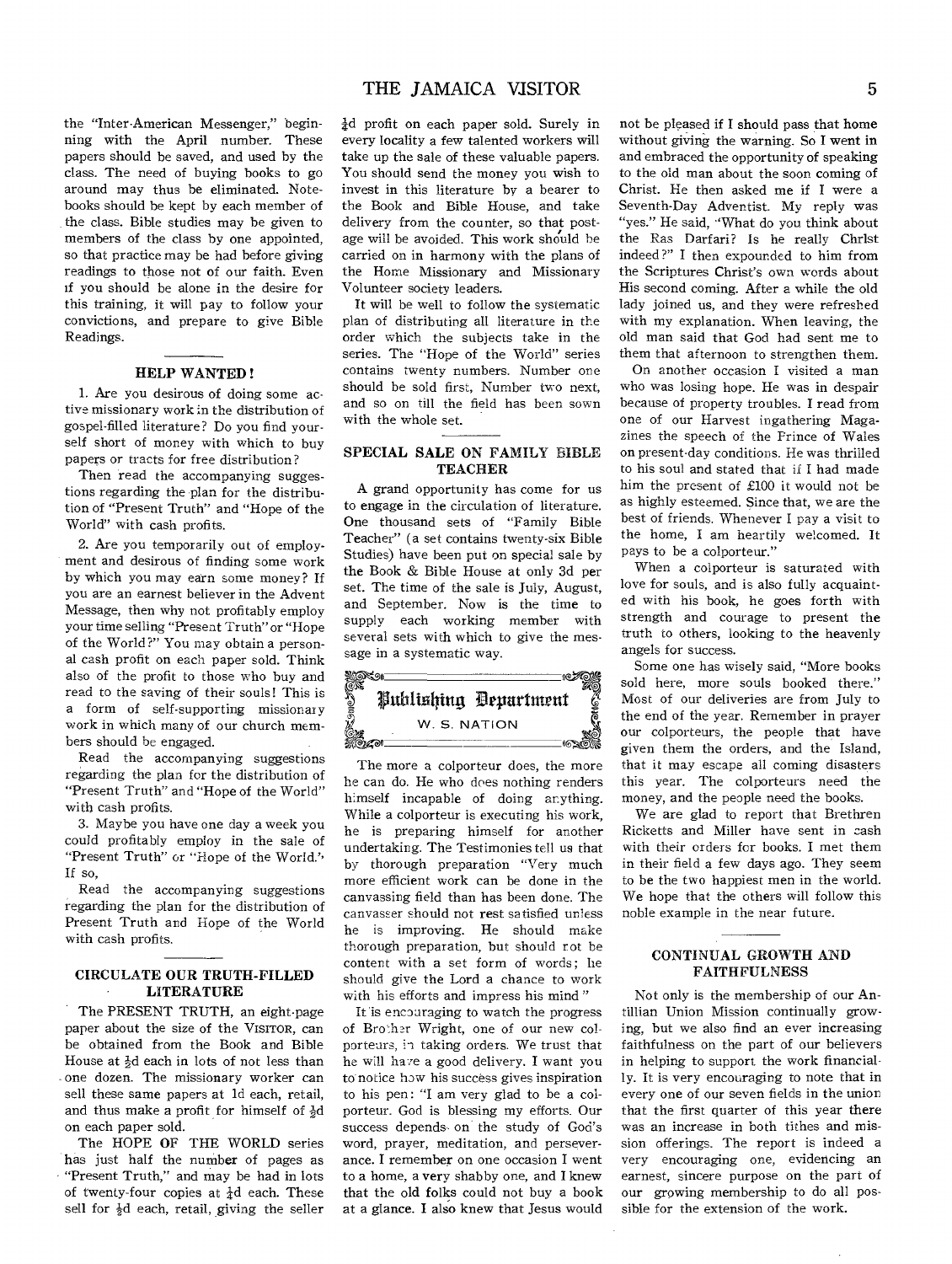the "Inter-American Messenger," beginning with the April number. These papers should be saved, and used by the class. The need of buying books to go around may thus be eliminated. Notebooks should be kept by each member of the class. Bible studies may be given to members of the class by one appointed, so that practice may be had before giving readings to those not of our faith. Even if you should be alone in the desire for this training, it will pay to follow your convictions, and prepare to give Bible Readings.

### HELP WANTED!

1. Are you desirous of doing some active missionary work in the distribution of gospel-filled literature? Do you find yourself short of money with which to buy papers or tracts for free distribution?

Then read the accompanying suggestions regarding the plan for the distribution of "Present Truth" and "Hope of the World" with cash profits.

2. Are you temporarily out of employment and desirous of finding some work by which you may earn some money? If you are an earnest believer in the Advent Message, then why not profitably employ your time selling "Present Truth" or "Hope of the World?" You may obtain a personal cash profit on each paper sold. Think also of the profit to those who buy and read to the saving of their souls! This is a form of self-supporting missionary work in which many of our church members should be engaged.

Read the accompanying suggestions regarding the plan for the distribution of "Present Truth" and "Hope of the World" with cash profits.

3. Maybe you have one day a week you could profitably employ in the sale of "Present Truth" or "Hope of the World." If so,

Read the accompanying suggestions regarding the plan for the distribution of Present Truth and Hope of the World with cash profits.

### CIRCULATE OUR TRUTH-FILLED LITERATURE

The PRESENT TRUTH, an eight-page paper about the size of the VISITOR, can be obtained from the Book and Bible House at ½d each in lots of not less than one dozen. The missionary worker can sell these same papers at 1d each, retail, and thus make a profit for himself of ½d on each paper sold.

The HOPE OF THE WORLD series has just half the number of pages as "Present Truth," and may be had in lots of twenty-four copies at ¼d each. These sell for ½d each, retail, giving the seller ¼d profit on each paper sold. Surely in every locality a few talented workers will take up the sale of these valuable papers. You should send the money you wish to invest in this literature by a bearer to the Book and Bible House, and take delivery from the counter, so that postage will be avoided. This work should be carried on in harmony with the plans of the Home Missionary and Missionary Volunteer society leaders.

It will be well to follow the systematic plan of distributing all literature in the order which the subjects take in the series. The "Hope of the World" series contains twenty numbers. Number one should be sold first, Number two next, and so on till the field has been sown with the whole set.

### SPECIAL SALE ON FAMILY BIBLE TEACHER

A grand opportunity has come for us to engage in the circulation of literature. One thousand sets of "Family Bible Teacher" (a set contains twenty-six Bible Studies) have been put on special sale by the Book & Bible House at only 3d per set. The time of the sale is July, August, and September. Now is the time to supply each working member with several sets with which to give the message in a systematic way.

## Publishing Department

W. S. NATION

The more a colporteur does, the more he can do. He who does nothing renders himself incapable of doing anything. While a colporteur is executing his work, he is preparing himself for another undertaking. The Testimonies tell us that by thorough preparation "Very much more efficient work can be done in the canvassing field than has been done. The canvasser should not rest satisfied unless he is improving. He should make thorough preparation, but should not be content with a set form of words; he should give the Lord a chance to work with his efforts and impress his mind"

It is encouraging to watch the progress of Brother Wright, one of our new colporteurs, in taking orders. We trust that he will have a good delivery. I want you to notice how his success gives inspiration to his pen: "I am very glad to be a colporteur. God is blessing my efforts. Our success depends on the study of God's word, prayer, meditation, and perseverance. I remember on one occasion I went to a home, a very shabby one, and I knew that the old folks could not buy a book at a glance. I also knew that Jesus would not be pleased if I should pass that home without giving the warning. So I went in and embraced the opportunity of speaking to the old man about the soon coming of Christ. He then asked me if I were a Seventh-Day Adventist. My reply was "yes." He said, "What do you think about the Ras Darfari? Is he really Christ indeed?" I then expounded to him from the Scriptures Christ's own words about His second coming. After a while the old lady joined us, and they were refreshed with my explanation. When leaving, the old man said that God had sent me to them that afternoon to strengthen them.

On another occasion I visited a man who was losing hope. He was in despair because of property troubles. I read from one of our Harvest ingathering Magazines the speech of the Prince of Wales on present-day conditions. He was thrilled to his soul and stated that if I had made him the present of £100 it would not be as highly esteemed. Since that, we are the best of friends. Whenever I pay a visit to the home, I am heartily welcomed. It pays to be a colporteur."

When a colporteur is saturated with love for souls, and is also fully acquainted with his book, he goes forth with strength and courage to present the truth to others, looking to the heavenly angels for success.

Some one has wisely said, "More books sold here, more souls booked there." Most of our deliveries are from July to the end of the year. Remember in prayer our colporteurs, the people that have given them the orders, and the Island, that it may escape all coming disasters this year. The colporteurs need the money, and the people need the books.

We are glad to report that Brethren Ricketts and Miller have sent in cash with their orders for books. I met them in their field a few days ago. They seem to be the two happiest men in the world. We hope that the others will follow this noble example in the near future.

### CONTINUAL GROWTH AND FAITHFULNESS

Not only is the membership of our Antillian Union Mission continually growing, but we also find an ever increasing faithfulness on the part of our believers in helping to support the work financially. It is very encouraging to note that in every one of our seven fields in the union that the first quarter of this year there was an increase in both tithes and mission offerings. The report is indeed a very encouraging one, evidencing an earnest, sincere purpose on the part of our growing membership to do all possible for the extension of the work.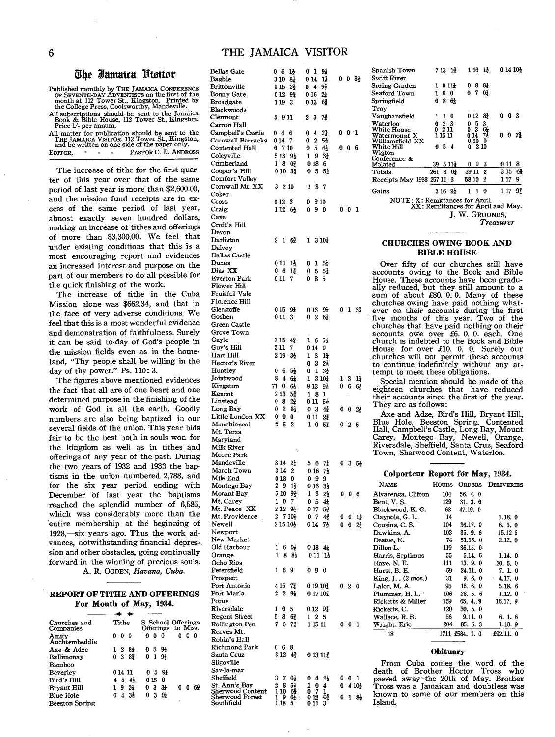# The Jamaica Visitor

Published monthly by THE JAMAICA CONFERENCE OF SEVENTH-DAY ADVENTISTS on the first of the month at 112 Tower St., Kingston. Printed by the College Press, Coolsworthy, Mandeville.

All subscriptions should be sent to the Jamaica Book & Bible House, 112 Tower St., Kingston. Price 1/- per annum.

All matter for publication should be sent to the THE JAMAICA VISITOR, 112 Tower St., Kingston, and be written on one side of the paper only.

EDITOR, - - - PASTOR C. E. ANDROSS

The increase of tithe for the first quarter of this year over that of the same period of last year is more than $2,600.00, and the mission fund receipts are in excess of the same period of last year, almost exactly seven hundred dollars, making an increase of tithes and offerings of more than $3,300.00. We feel that under existing conditions that this is a most encouraging report and evidences an increased interest and purpose on the part of our members to do all possible for the quick finishing of the work.

The increase of tithe in the Cuba Mission alone was $662.34, and that in the face of very adverse conditions. We feel that this is a most wonderful evidence and demonstration of faithfulness. Surely it can be said to-day of God's people in the mission fields even as in the homeland, "Thy people shall be willing in the day of thy power." Ps. 110: 3.

The figures above mentioned evidences the fact that all are of one heart and one determined purpose in the finishing of the work of God in all the earth. Goodly numbers are also being baptized in our several fields of the union. This year bids fair to be the best both in souls won for the kingdom as well as in tithes and offerings of any year of the past. During the two years of 1932 and 1933 the baptisms in the union numbered 2,788, and for the six year period ending with December of last year the baptisms reached the splendid number of 6,585, which was considerably more than the entire membership at the beginning of 1928,—six years ago. Thus the work advances, notwithstanding financial depression and other obstacles, going continually forward in the winning of precious souls.

A. R. OGDEN, *Havana, Cuba.*

## REPORT OF TITHE AND OFFERINGS For Month of May, 1934.

| Churches and Companies | Tithe | S. School Offerings | Offerings to Miss. |
|---|---|---|---|
| Amity | 0 0 0 | 0 0 0 | 0 0 0 |
| Auchtembeddie | | | |
| Axe & Adze | 1 2 8¾ | 0 5 9½ | |
| Ballimonay | 0 3 8¾ | 0 1 9½ | |
| Bamboo | | | |
| Beverley | 0 14 11 | 0 5 9¼ | |
| Bird's Hill | 4 5 4½ | 0 15 0 | |
| Bryant Hill | 1 9 2¼ | 0 3 3¼ | 0 0 6¾ |
| Blue Hole | 0 4 3½ | 0 3 0¼ | |
| Beeston Spring | | | |
| Bellas Gate | 0 6 1½ | 0 1 9¼ | |
| Bagbie | 3 10 8½ | 0 14 1½ | 0 0 3½ |
| Brittonville | 0 15 2½ | 0 4 9½ | |
| Bonny Gate | 0 12 9¾ | 0 16 2¼ | |
| Broadgate | 1 19 3 | 0 13 6¾ | |
| Blackwoods | | | |
| Clermont | 5 9 11 | 2 3 7¾ | |
| Carron Hall | | | |
| Campbell's Castle | 0 4 6 | 0 4 2½ | 0 0 1 |
| Cornwall Barracks | 0 14 7 | 0 2 5½ | |
| Contented Hall | 0 7 10 | 0 5 6½ | 0 0 6 |
| Coleyville | 5 13 9½ | 1 9 3½ | |
| Cumberland | 1 8 0¾ | 0 18 6 | |
| Cooper's Hill | 0 10 3¾ | 0 5 5½ | |
| Comfort Valley | | | |
| Cornwall Mt. XX | 3 2 10 | 1 3 7 | |
| Coker | | | |
| Cross | 0 12 3 | 0 9 10 | |
| Craig | 1 12 6½ | 0 9 0 | 0 0 1 |
| Cave | | | |
| Croft's Hill | | | |
| Devon | | | |
| Darliston | 2 1 6¾ | 1 3 10¼ | |
| Dalvey | | | |
| Dallas Castle | | | |
| Duxes | 0 11 1½ | 0 1 5¼ | |
| Dias XX | 0 6 1¾ | 0 5 5½ | |
| Everton Park | 0 11 7 | 0 8 5 | |
| Flower Hill | | | |
| Fruitful Vale | | | |
| Florence Hill | | | |
| Glengoffe | 0 15 9½ | 0 13 9¼ | 0 1 3¾ |
| Goshen | 0 11 3 | 0 2 6½ | |
| Green Castle | | | |
| Grove Town | | | |
| Gayle | 7 15 4¾ | 1 6 5½ | |
| Guy's Hill | 2 11 7 | 0 14 0 | |
| Hart Hill | 2 19 3½ | 1 3 1¾ | |
| Hector's River | | 0 3 2½ | |
| Huntley | 0 6 5½ | 0 1 3½ | |
| Jointwood | 8 4 6¾ | 1 3 10¼ | 1 3 1¾ |
| Kingston | 71 0 6½ | 9 13 9½ | 0 6 6½ |
| Kencot | 2 13 5¾ | 1 8 1 | |
| Linstead | 0 8 2¾ | 0 11 5½ | |
| Long Bay | 0 2 6½ | 0 3 4¾ | 0 0 2½ |
| Little London XX | 0 9 0 | 0 11 2¾ | |
| Manchioneal | 2 5 2 | 1 0 5¾ | 0 2 5 |
| Mt. Terza | | | |
| Maryland | | | |
| Milk River | | | |
| Moore Park | | | |
| Mandeville | 8 14 2½ | 5 6 7½ | 0 3 5½ |
| March Town | 3 14 2 | 0 16 7½ | |
| Mile End | 0 18 0 | 0 9 9 | |
| Montego Bay | 2 9 1½ | 0 16 3½ | |
| Morant Bay | 5 10 9½ | 1 3 2½ | 0 0 6 |
| Mt. Carey | 1 0 7 | 0 5 4¼ | |
| Mt. Peace XX | 2 12 9½ | 0 17 5¾ | |
| Mt. Providence | 2 7 10½ | 0 7 4¾ | 0 0 1½ |
| Newell | 2 15 10½ | 0 14 7½ | 0 0 2½ |
| Newport | | | |
| New Market | | | |
| Old Harbour | 1 6 0½ | 0 13 4½ | |
| Orange | 1 8 8½ | 0 11 1½ | |
| Ocho Rios | | | |
| Petersfield | 1 6 9 | 0 9 0 | |
| Prospect | | | |
| Port Antonio | 4 15 7¾ | 0 19 10½ | 0 2 0 |
| Port Maria | 2 2 9½ | 0 17 10¾ | |
| Porus | | | |
| Riversdale | 1 0 5 | 0 12 9¾ | |
| Regent Street | 5 8 6¾ | 1 2 5 | |
| Rollington Pen | 7 6 7¾ | 1 15 11 | 0 0 1 |
| Reeves Mt. | | | |
| Robin's Hall | | | |
| Richmond Park | 0 6 8 | | |
| Santa Cruz | 3 12 4¾ | 0 13 11¾ | |
| Sligoville | | | |
| Sav-la-mar | | | |
| Sheffield | 3 7 0½ | 0 4 2½ | 0 0 1 |
| St. Ann's Bay | 2 8 5½ | 1 0 4 | 0 4 10½ |
| Sherwood Content | 1 10 6¾ | 0 7 1 | |
| Sherwood Forest | 1 9 0¼ | 0 12 0¾ | 0 1 8½ |
| Southfield | 1 18 5 | 0 11 3 | |
| Spanish Town | 7 13 1¾ | 1 16 1½ | 0 14 10½ |
| Swift River | | | |
| Spring Garden | 1 0 11½ | 0 8 8½ | |
| Seaford Town | 1 6 0 | 0 7 0¾ | |
| Springfield | 0 8 6½ | | |
| Troy | | | |
| Vaughansfield | 1 1 0 | 0 12 8½ | 0 0 3 |
| Waterloo | 0 2 3 | 0 5 3 | |
| White House | 0 2 11 | 0 3 6¾ | |
| Watermount X | 1 15 11 | 0 14 7½ | 0 0 7¾ |
| Williamsfield XX | | 0 10 0 | |
| White Hill | 0 5 4 | 0 2 10 | |
| Wigton | | | |
| Conference & Isolated | 39 5 11½ | 0 9 3 | 0 11 8 |
| Totals | 261 8 0¼ | 59 11 2 | 3 15 6¾ |
| Receipts May 1933 | 257 11 3 | 58 10 2 | 1 17 9 |
| Gains | 3 16 9¼ | 1 1 0 | 1 17 9¾ |

NOTE: X: Remittances for April.
XX: Remittances for April and May.

J. W. GROUNDS,
*Treasurer*

## CHURCHES OWING BOOK AND BIBLE HOUSE

Over fifty of our churches still have accounts owing to the Book and Bible House. These accounts have been gradually reduced, but they still amount to a sum of about £80. 0. 0. Many of these churches owing have paid nothing whatever on their accounts during the first five months of this year. Two of the churches that have paid nothing on their accounts owe over £6. 0. 0. each. One church is indebted to the Book and Bible House for over £10. 0. 0. Surely our churches will not permit these accounts to continue indefinitely without any attempt to meet these obligations.

Special mention should be made of the eighteen churches that have reduced their accounts since the first of the year. They are as follows:

Axe and Adze, Bird's Hill, Bryant Hill, Blue Hole, Beeston Spring, Contented Hall, Campbell's Castle, Long Bay, Mount Carey, Montego Bay, Newell, Orange, Riversdale, Sheffield, Santa Cruz, Seaford Town, Sherwood Content, Waterloo.

## Colporteur Report for May, 1934.

| NAME | HOURS | ORDERS | DELIVERIES |
|---|---|---|---|
| Alvarenga, Clifton | 104 | 56. 4. 0 | |
| Bent, V. S. | 129 | 31. 3. 0 | |
| Blackwood, K. G. | 68 | 47.19. 0 | |
| Claypole, G. L. | 14 | | 1.18. 0 |
| Cousins, C. S. | 104 | 36.17. 0 | 6. 3. 0 |
| Dawkins, A. | 103 | 35. 9. 6 | 15.12 6 |
| Destoe, K. | 74 | 51.15. 0 | 2.12. 0 |
| Dillon L. | 119 | 36.15. 0 | |
| Harris, Septimus | 55 | 5.14. 6 | 1.14. 0 |
| Haye, N. E. | 111 | 13. 9. 0 | 20. 5. 0 |
| Hurst, B. E. | 59 | 24.11. 0 | 7. 1. 0 |
| King, J.. (3 mos.) | 31 | 9. 6. 0 | 4.17. 0 |
| Lalor, M. A. | 95 | 16. 6. 0 | 5.18. 6 |
| Plummer, H. L. | 106 | 28. 5. 6 | 1.12. 0 |
| Ricketts & Miller | 159 | 65. 4. 9 | 16.17. 9 |
| Ricketts, C. | 120 | 30. 5. 0 | |
| Wallace, R. B. | 56 | 9.11. 0 | 6. 1. 6 |
| Wright, Eric | 204 | 85. 5. 3 | 1.18. 9 |
| 18 | 1711 | £584. 1. 0 | £92.11. 0 |

## Obituary

From Cuba comes the word of the death of Brother Hector Tross who passed away the 20th of May. Brother Tross was a Jamaican and doubtless was known to some of our members on this Island.